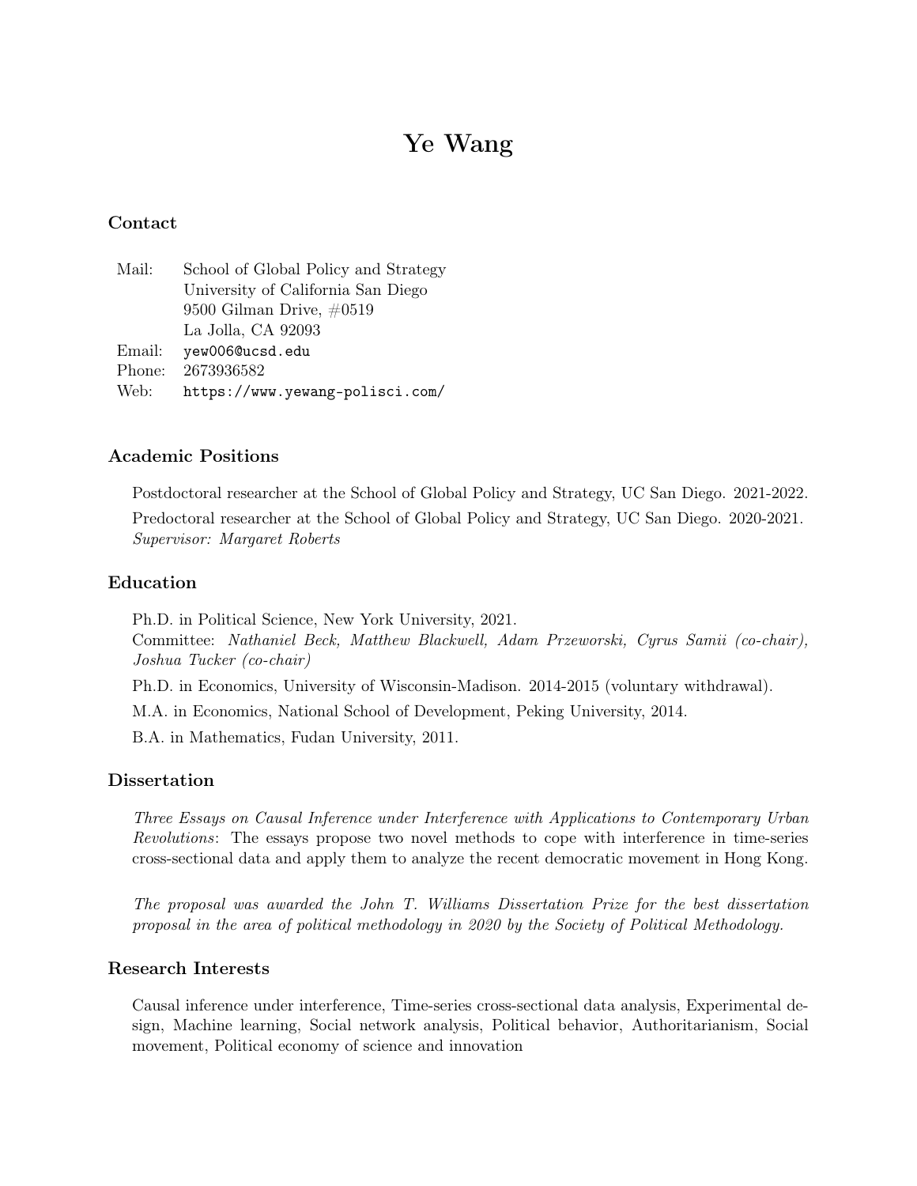# Ye Wang

## Contact

| | |
|---|---|
| Mail: | School of Global Policy and Strategy |
| | University of California San Diego |
| | 9500 Gilman Drive, #0519 |
| | La Jolla, CA 92093 |
| Email: | `yew006@ucsd.edu` |
| Phone: | 2673936582 |
| Web: | `https://www.yewang-polisci.com/` |

## Academic Positions

Postdoctoral researcher at the School of Global Policy and Strategy, UC San Diego. 2021-2022.

Predoctoral researcher at the School of Global Policy and Strategy, UC San Diego. 2020-2021.
*Supervisor: Margaret Roberts*

## Education

Ph.D. in Political Science, New York University, 2021.
Committee: *Nathaniel Beck, Matthew Blackwell, Adam Przeworski, Cyrus Samii (co-chair), Joshua Tucker (co-chair)*

Ph.D. in Economics, University of Wisconsin-Madison. 2014-2015 (voluntary withdrawal).

M.A. in Economics, National School of Development, Peking University, 2014.

B.A. in Mathematics, Fudan University, 2011.

## Dissertation

*Three Essays on Causal Inference under Interference with Applications to Contemporary Urban Revolutions*: The essays propose two novel methods to cope with interference in time-series cross-sectional data and apply them to analyze the recent democratic movement in Hong Kong.

*The proposal was awarded the John T. Williams Dissertation Prize for the best dissertation proposal in the area of political methodology in 2020 by the Society of Political Methodology.*

## Research Interests

Causal inference under interference, Time-series cross-sectional data analysis, Experimental design, Machine learning, Social network analysis, Political behavior, Authoritarianism, Social movement, Political economy of science and innovation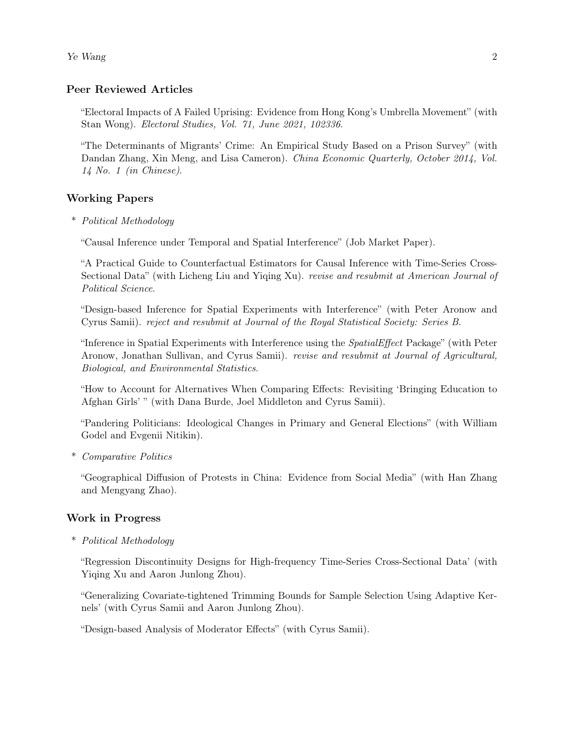## Peer Reviewed Articles

"Electoral Impacts of A Failed Uprising: Evidence from Hong Kong's Umbrella Movement" (with Stan Wong). *Electoral Studies, Vol. 71, June 2021, 102336.*

"The Determinants of Migrants' Crime: An Empirical Study Based on a Prison Survey" (with Dandan Zhang, Xin Meng, and Lisa Cameron). *China Economic Quarterly, October 2014, Vol. 14 No. 1 (in Chinese).*

## Working Papers

* *Political Methodology*

"Causal Inference under Temporal and Spatial Interference" (Job Market Paper).

"A Practical Guide to Counterfactual Estimators for Causal Inference with Time-Series Cross-Sectional Data" (with Licheng Liu and Yiqing Xu). *revise and resubmit at American Journal of Political Science.*

"Design-based Inference for Spatial Experiments with Interference" (with Peter Aronow and Cyrus Samii). *reject and resubmit at Journal of the Royal Statistical Society: Series B.*

"Inference in Spatial Experiments with Interference using the *SpatialEffect* Package" (with Peter Aronow, Jonathan Sullivan, and Cyrus Samii). *revise and resubmit at Journal of Agricultural, Biological, and Environmental Statistics.*

"How to Account for Alternatives When Comparing Effects: Revisiting 'Bringing Education to Afghan Girls' " (with Dana Burde, Joel Middleton and Cyrus Samii).

"Pandering Politicians: Ideological Changes in Primary and General Elections" (with William Godel and Evgenii Nitikin).

* *Comparative Politics*

"Geographical Diffusion of Protests in China: Evidence from Social Media" (with Han Zhang and Mengyang Zhao).

## Work in Progress

* *Political Methodology*

"Regression Discontinuity Designs for High-frequency Time-Series Cross-Sectional Data' (with Yiqing Xu and Aaron Junlong Zhou).

"Generalizing Covariate-tightened Trimming Bounds for Sample Selection Using Adaptive Kernels' (with Cyrus Samii and Aaron Junlong Zhou).

"Design-based Analysis of Moderator Effects" (with Cyrus Samii).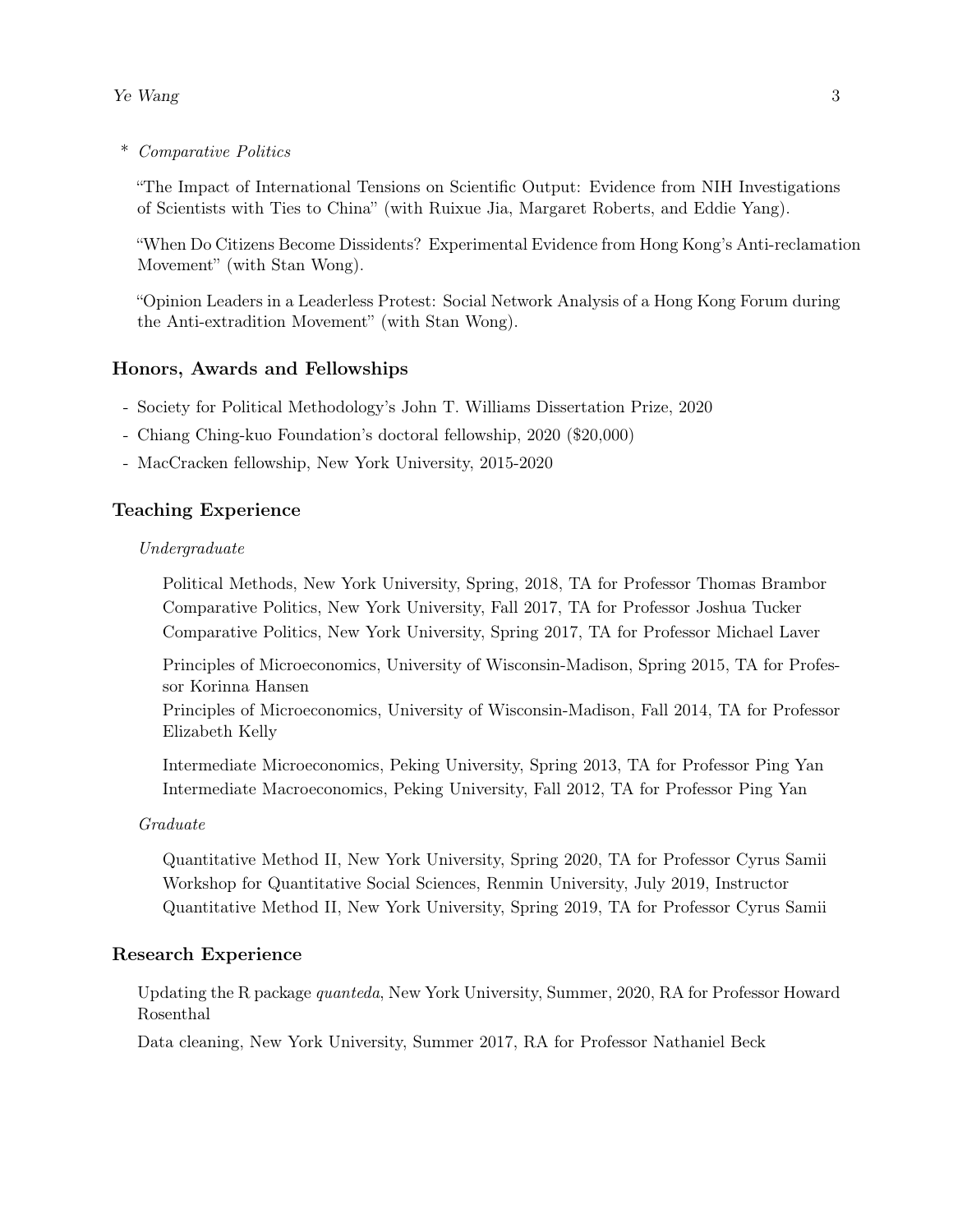\* *Comparative Politics*

"The Impact of International Tensions on Scientific Output: Evidence from NIH Investigations of Scientists with Ties to China" (with Ruixue Jia, Margaret Roberts, and Eddie Yang).

"When Do Citizens Become Dissidents? Experimental Evidence from Hong Kong's Anti-reclamation Movement" (with Stan Wong).

"Opinion Leaders in a Leaderless Protest: Social Network Analysis of a Hong Kong Forum during the Anti-extradition Movement" (with Stan Wong).

## Honors, Awards and Fellowships

- Society for Political Methodology's John T. Williams Dissertation Prize, 2020
- Chiang Ching-kuo Foundation's doctoral fellowship, 2020 ($20,000)
- MacCracken fellowship, New York University, 2015-2020

## Teaching Experience

*Undergraduate*

Political Methods, New York University, Spring, 2018, TA for Professor Thomas Brambor
Comparative Politics, New York University, Fall 2017, TA for Professor Joshua Tucker
Comparative Politics, New York University, Spring 2017, TA for Professor Michael Laver

Principles of Microeconomics, University of Wisconsin-Madison, Spring 2015, TA for Professor Korinna Hansen
Principles of Microeconomics, University of Wisconsin-Madison, Fall 2014, TA for Professor Elizabeth Kelly

Intermediate Microeconomics, Peking University, Spring 2013, TA for Professor Ping Yan
Intermediate Macroeconomics, Peking University, Fall 2012, TA for Professor Ping Yan

*Graduate*

Quantitative Method II, New York University, Spring 2020, TA for Professor Cyrus Samii
Workshop for Quantitative Social Sciences, Renmin University, July 2019, Instructor
Quantitative Method II, New York University, Spring 2019, TA for Professor Cyrus Samii

## Research Experience

Updating the R package *quanteda*, New York University, Summer, 2020, RA for Professor Howard Rosenthal

Data cleaning, New York University, Summer 2017, RA for Professor Nathaniel Beck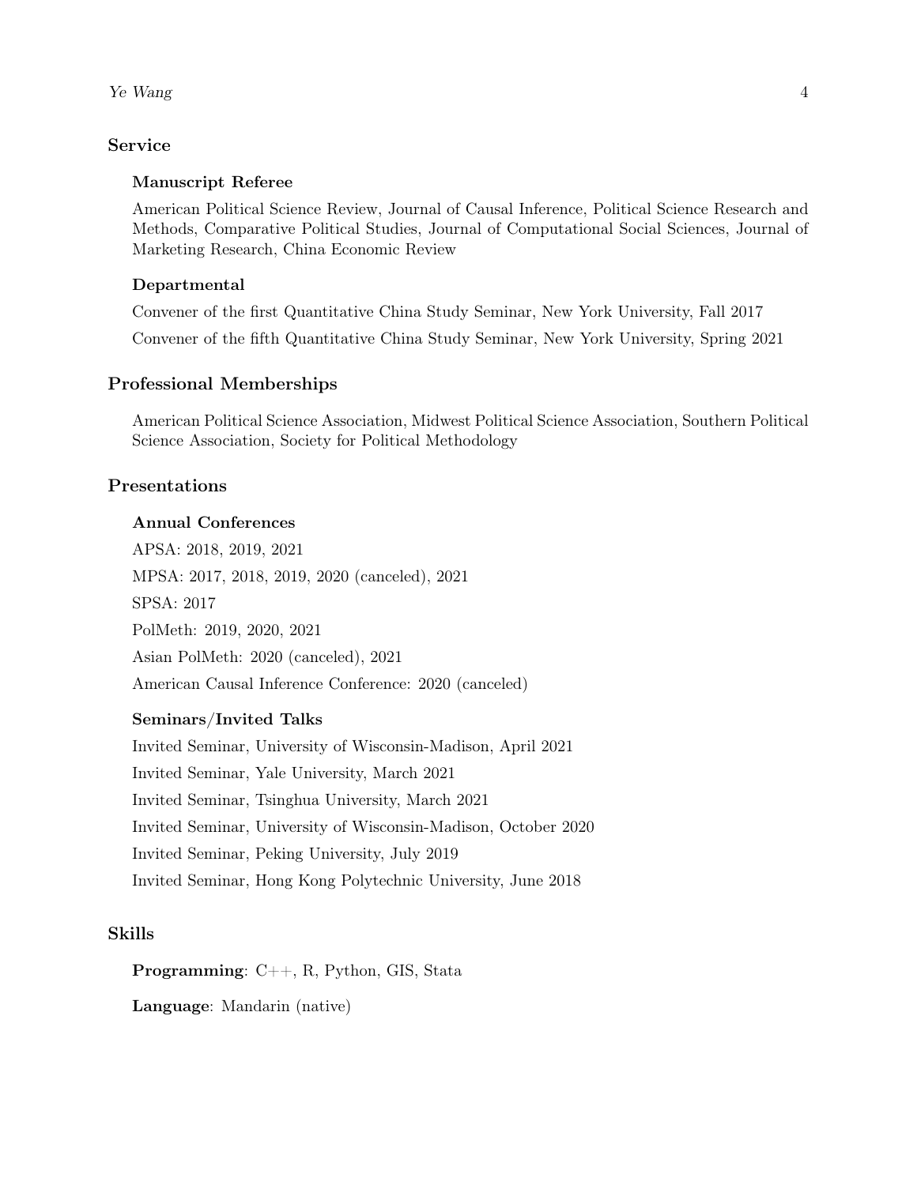## Service

### Manuscript Referee

American Political Science Review, Journal of Causal Inference, Political Science Research and Methods, Comparative Political Studies, Journal of Computational Social Sciences, Journal of Marketing Research, China Economic Review

### Departmental

Convener of the first Quantitative China Study Seminar, New York University, Fall 2017

Convener of the fifth Quantitative China Study Seminar, New York University, Spring 2021

## Professional Memberships

American Political Science Association, Midwest Political Science Association, Southern Political Science Association, Society for Political Methodology

## Presentations

### Annual Conferences

APSA: 2018, 2019, 2021

MPSA: 2017, 2018, 2019, 2020 (canceled), 2021

SPSA: 2017

PolMeth: 2019, 2020, 2021

Asian PolMeth: 2020 (canceled), 2021

American Causal Inference Conference: 2020 (canceled)

### Seminars/Invited Talks

Invited Seminar, University of Wisconsin-Madison, April 2021

Invited Seminar, Yale University, March 2021

Invited Seminar, Tsinghua University, March 2021

Invited Seminar, University of Wisconsin-Madison, October 2020

Invited Seminar, Peking University, July 2019

Invited Seminar, Hong Kong Polytechnic University, June 2018

## Skills

**Programming**: C++, R, Python, GIS, Stata

**Language**: Mandarin (native)